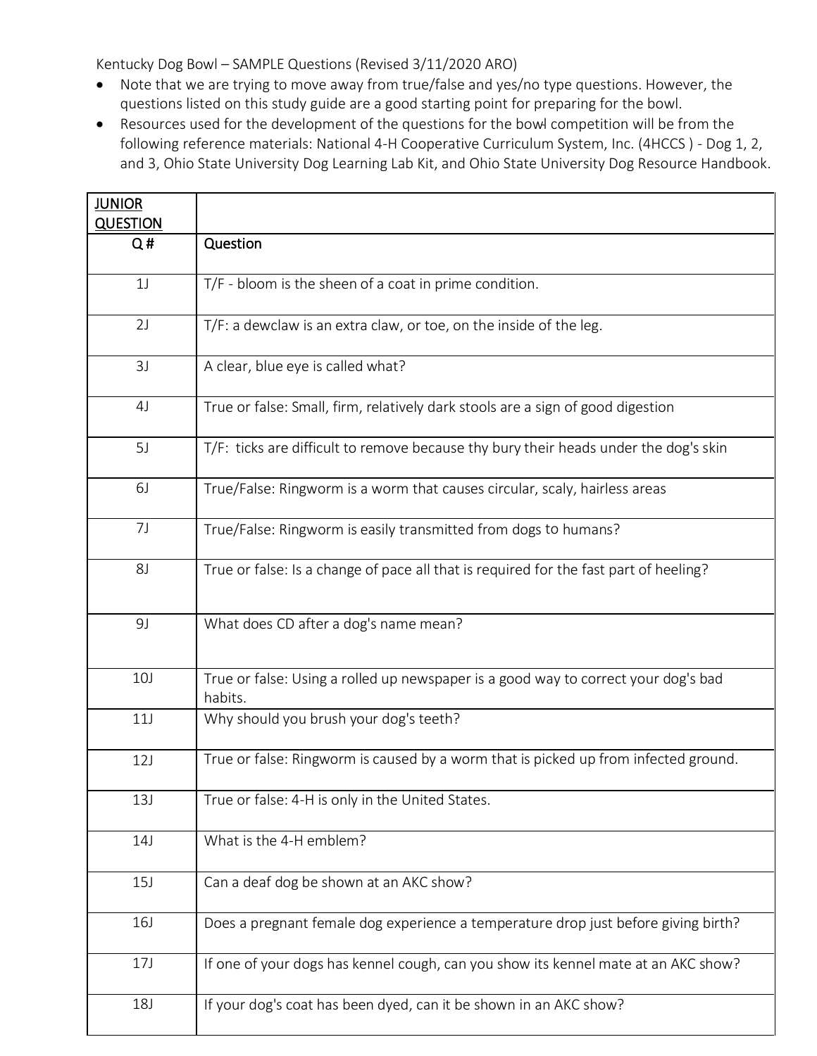Kentucky Dog Bowl – SAMPLE Questions (Revised 3/11/2020 ARO)

- Note that we are trying to move away from true/false and yes/no type questions. However, the questions listed on this study guide are a good starting point for preparing for the bowl.
- Resources used for the development of the questions for the bowl competition will be from the following reference materials: National 4-H Cooperative Curriculum System, Inc. (4HCCS ) - Dog 1, 2, and 3, Ohio State University Dog Learning Lab Kit, and Ohio State University Dog Resource Handbook.

| JUNIOR QUESTION | |
|---|---|
| Q # | Question |
| 1J | T/F - bloom is the sheen of a coat in prime condition. |
| 2J | T/F: a dewclaw is an extra claw, or toe, on the inside of the leg. |
| 3J | A clear, blue eye is called what? |
| 4J | True or false: Small, firm, relatively dark stools are a sign of good digestion |
| 5J | T/F: ticks are difficult to remove because thy bury their heads under the dog's skin |
| 6J | True/False: Ringworm is a worm that causes circular, scaly, hairless areas |
| 7J | True/False: Ringworm is easily transmitted from dogs to humans? |
| 8J | True or false: Is a change of pace all that is required for the fast part of heeling? |
| 9J | What does CD after a dog's name mean? |
| 10J | True or false: Using a rolled up newspaper is a good way to correct your dog's bad habits. |
| 11J | Why should you brush your dog's teeth? |
| 12J | True or false: Ringworm is caused by a worm that is picked up from infected ground. |
| 13J | True or false: 4-H is only in the United States. |
| 14J | What is the 4-H emblem? |
| 15J | Can a deaf dog be shown at an AKC show? |
| 16J | Does a pregnant female dog experience a temperature drop just before giving birth? |
| 17J | If one of your dogs has kennel cough, can you show its kennel mate at an AKC show? |
| 18J | If your dog's coat has been dyed, can it be shown in an AKC show? |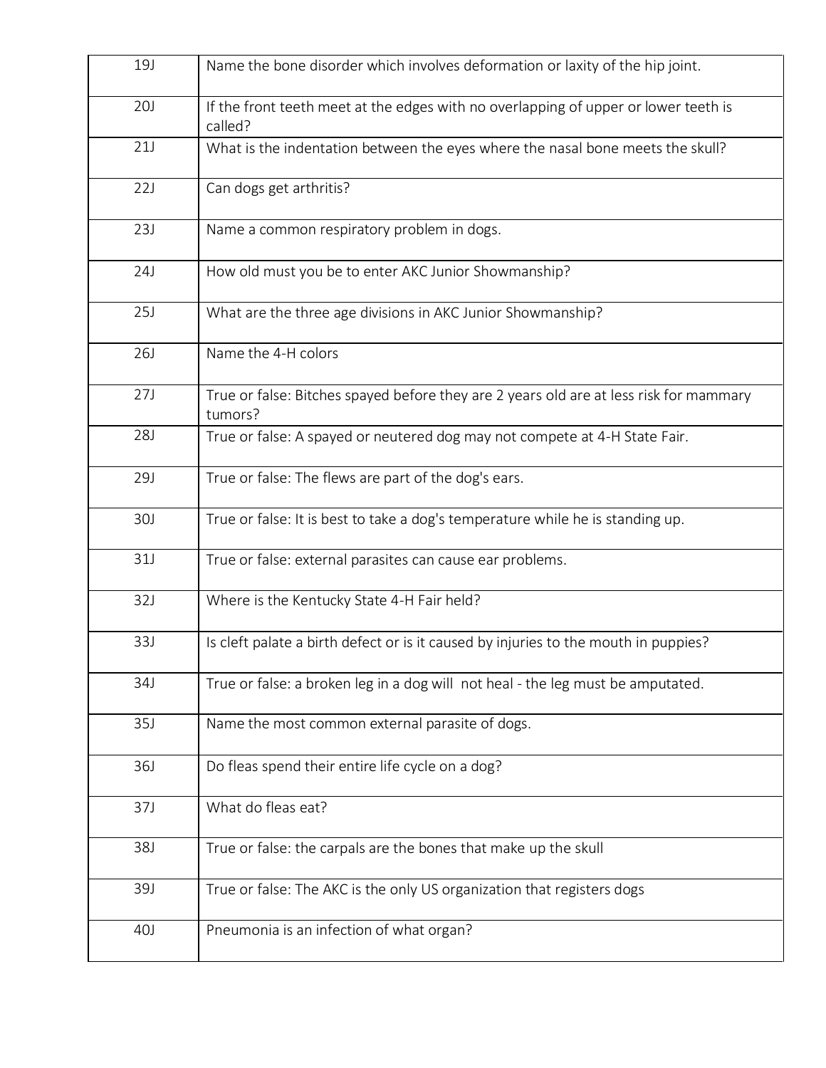| | |
|---|---|
| 19J | Name the bone disorder which involves deformation or laxity of the hip joint. |
| 20J | If the front teeth meet at the edges with no overlapping of upper or lower teeth is called? |
| 21J | What is the indentation between the eyes where the nasal bone meets the skull? |
| 22J | Can dogs get arthritis? |
| 23J | Name a common respiratory problem in dogs. |
| 24J | How old must you be to enter AKC Junior Showmanship? |
| 25J | What are the three age divisions in AKC Junior Showmanship? |
| 26J | Name the 4-H colors |
| 27J | True or false: Bitches spayed before they are 2 years old are at less risk for mammary tumors? |
| 28J | True or false: A spayed or neutered dog may not compete at 4-H State Fair. |
| 29J | True or false: The flews are part of the dog's ears. |
| 30J | True or false: It is best to take a dog's temperature while he is standing up. |
| 31J | True or false: external parasites can cause ear problems. |
| 32J | Where is the Kentucky State 4-H Fair held? |
| 33J | Is cleft palate a birth defect or is it caused by injuries to the mouth in puppies? |
| 34J | True or false: a broken leg in a dog will not heal - the leg must be amputated. |
| 35J | Name the most common external parasite of dogs. |
| 36J | Do fleas spend their entire life cycle on a dog? |
| 37J | What do fleas eat? |
| 38J | True or false: the carpals are the bones that make up the skull |
| 39J | True or false: The AKC is the only US organization that registers dogs |
| 40J | Pneumonia is an infection of what organ? |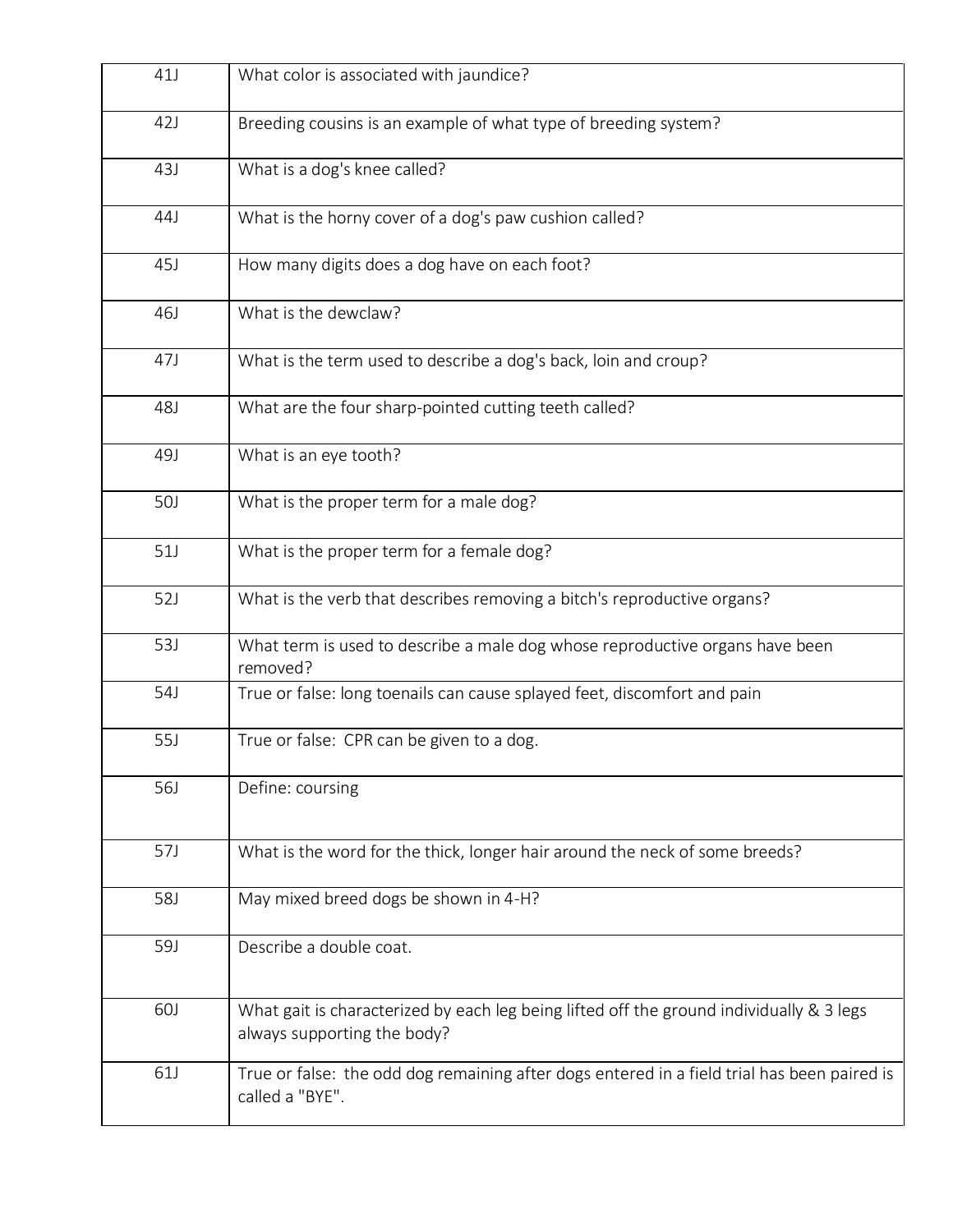| | |
|---|---|
| 41J | What color is associated with jaundice? |
| 42J | Breeding cousins is an example of what type of breeding system? |
| 43J | What is a dog's knee called? |
| 44J | What is the horny cover of a dog's paw cushion called? |
| 45J | How many digits does a dog have on each foot? |
| 46J | What is the dewclaw? |
| 47J | What is the term used to describe a dog's back, loin and croup? |
| 48J | What are the four sharp-pointed cutting teeth called? |
| 49J | What is an eye tooth? |
| 50J | What is the proper term for a male dog? |
| 51J | What is the proper term for a female dog? |
| 52J | What is the verb that describes removing a bitch's reproductive organs? |
| 53J | What term is used to describe a male dog whose reproductive organs have been removed? |
| 54J | True or false: long toenails can cause splayed feet, discomfort and pain |
| 55J | True or false: CPR can be given to a dog. |
| 56J | Define: coursing |
| 57J | What is the word for the thick, longer hair around the neck of some breeds? |
| 58J | May mixed breed dogs be shown in 4-H? |
| 59J | Describe a double coat. |
| 60J | What gait is characterized by each leg being lifted off the ground individually & 3 legs always supporting the body? |
| 61J | True or false: the odd dog remaining after dogs entered in a field trial has been paired is called a "BYE". |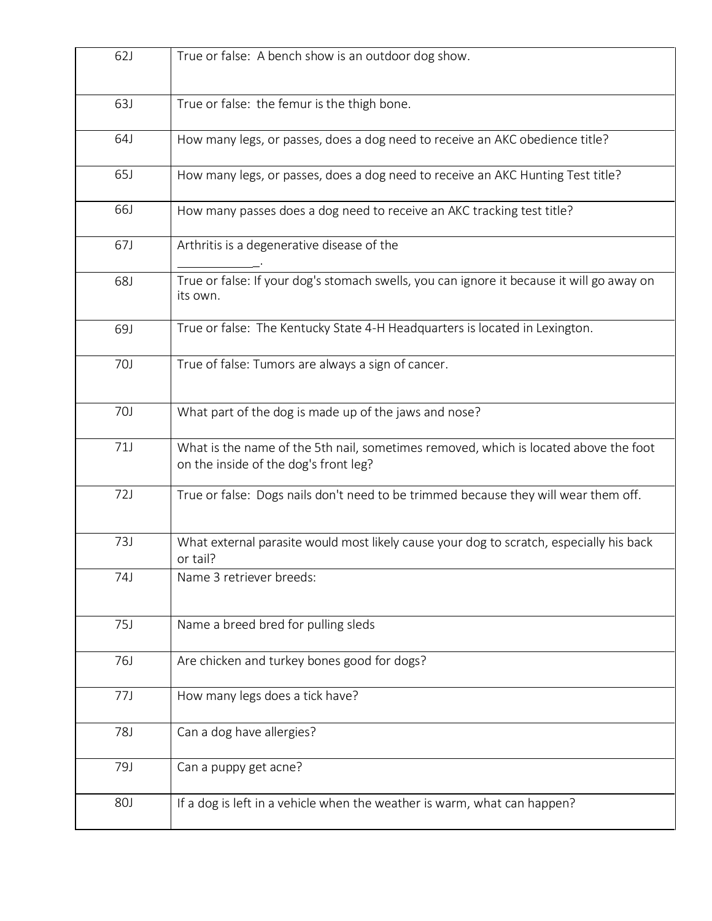| | |
|---|---|
| 62J | True or false: A bench show is an outdoor dog show. |
| 63J | True or false: the femur is the thigh bone. |
| 64J | How many legs, or passes, does a dog need to receive an AKC obedience title? |
| 65J | How many legs, or passes, does a dog need to receive an AKC Hunting Test title? |
| 66J | How many passes does a dog need to receive an AKC tracking test title? |
| 67J | Arthritis is a degenerative disease of the ____________. |
| 68J | True or false: If your dog's stomach swells, you can ignore it because it will go away on its own. |
| 69J | True or false: The Kentucky State 4-H Headquarters is located in Lexington. |
| 70J | True of false: Tumors are always a sign of cancer. |
| 70J | What part of the dog is made up of the jaws and nose? |
| 71J | What is the name of the 5th nail, sometimes removed, which is located above the foot on the inside of the dog's front leg? |
| 72J | True or false: Dogs nails don't need to be trimmed because they will wear them off. |
| 73J | What external parasite would most likely cause your dog to scratch, especially his back or tail? |
| 74J | Name 3 retriever breeds: |
| 75J | Name a breed bred for pulling sleds |
| 76J | Are chicken and turkey bones good for dogs? |
| 77J | How many legs does a tick have? |
| 78J | Can a dog have allergies? |
| 79J | Can a puppy get acne? |
| 80J | If a dog is left in a vehicle when the weather is warm, what can happen? |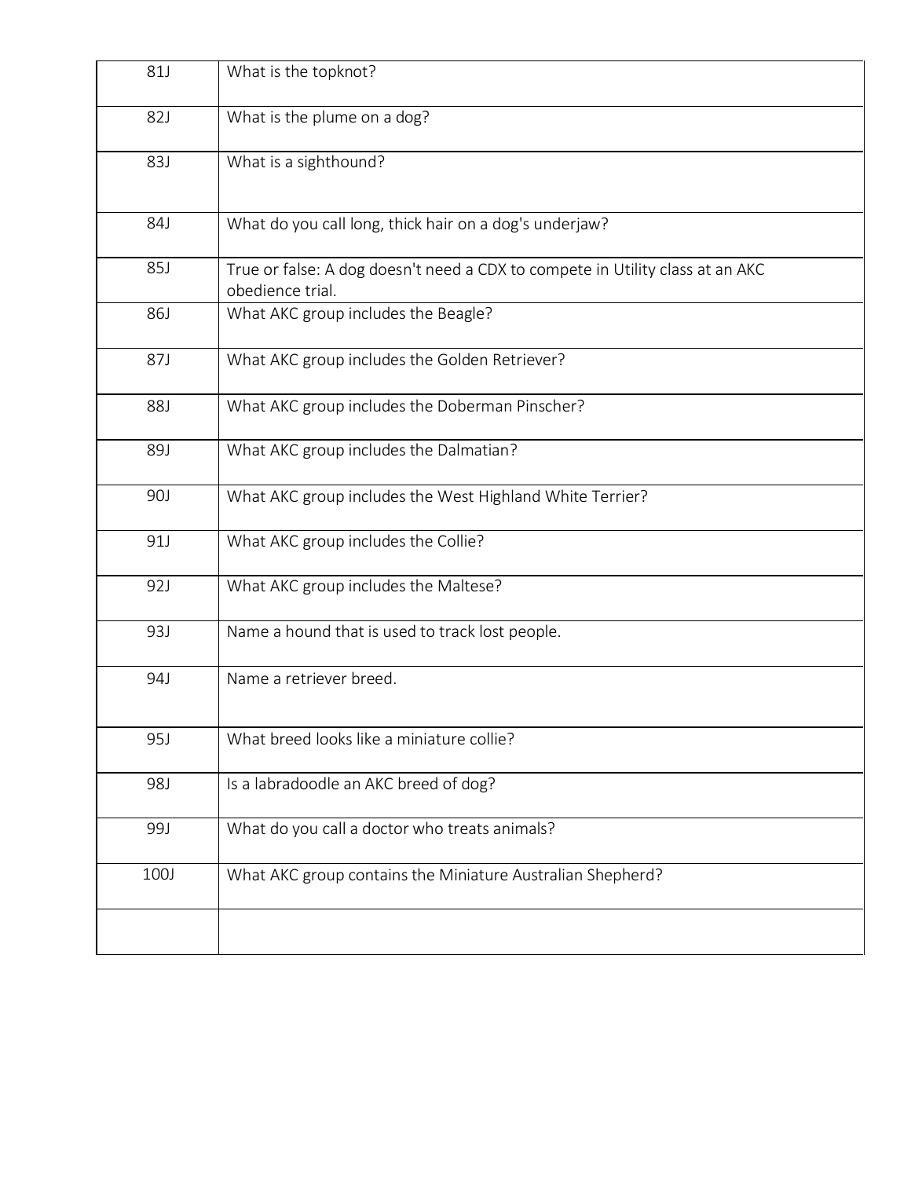| | |
|---|---|
| 81J | What is the topknot? |
| 82J | What is the plume on a dog? |
| 83J | What is a sighthound? |
| 84J | What do you call long, thick hair on a dog's underjaw? |
| 85J | True or false: A dog doesn't need a CDX to compete in Utility class at an AKC obedience trial. |
| 86J | What AKC group includes the Beagle? |
| 87J | What AKC group includes the Golden Retriever? |
| 88J | What AKC group includes the Doberman Pinscher? |
| 89J | What AKC group includes the Dalmatian? |
| 90J | What AKC group includes the West Highland White Terrier? |
| 91J | What AKC group includes the Collie? |
| 92J | What AKC group includes the Maltese? |
| 93J | Name a hound that is used to track lost people. |
| 94J | Name a retriever breed. |
| 95J | What breed looks like a miniature collie? |
| 98J | Is a labradoodle an AKC breed of dog? |
| 99J | What do you call a doctor who treats animals? |
| 100J | What AKC group contains the Miniature Australian Shepherd? |
| | |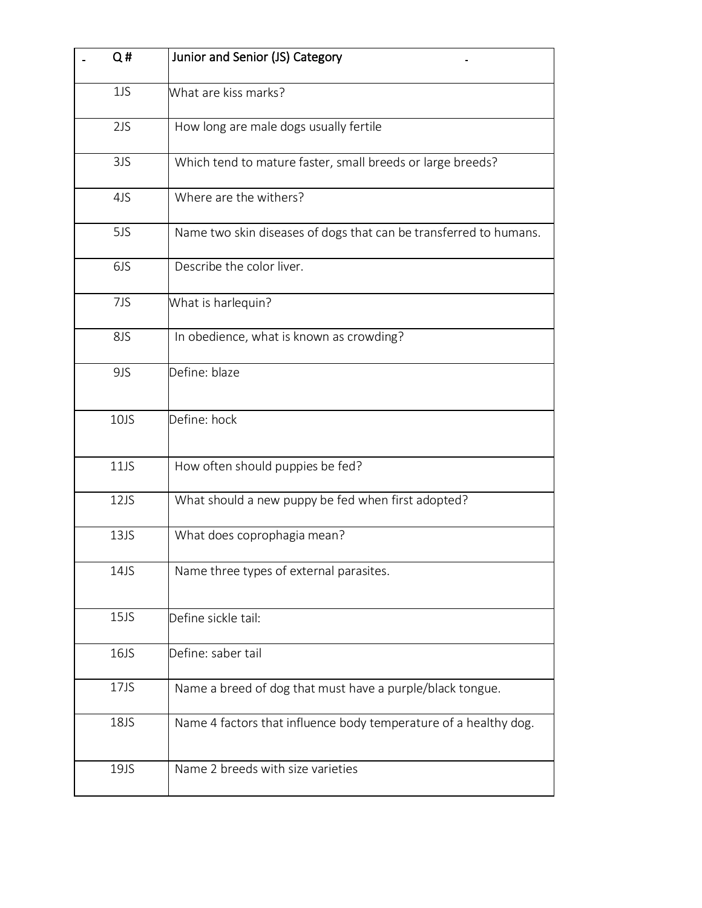| Q # | Junior and Senior (JS) Category |
|---|---|
| 1JS | What are kiss marks? |
| 2JS | How long are male dogs usually fertile |
| 3JS | Which tend to mature faster, small breeds or large breeds? |
| 4JS | Where are the withers? |
| 5JS | Name two skin diseases of dogs that can be transferred to humans. |
| 6JS | Describe the color liver. |
| 7JS | What is harlequin? |
| 8JS | In obedience, what is known as crowding? |
| 9JS | Define: blaze |
| 10JS | Define: hock |
| 11JS | How often should puppies be fed? |
| 12JS | What should a new puppy be fed when first adopted? |
| 13JS | What does coprophagia mean? |
| 14JS | Name three types of external parasites. |
| 15JS | Define sickle tail: |
| 16JS | Define: saber tail |
| 17JS | Name a breed of dog that must have a purple/black tongue. |
| 18JS | Name 4 factors that influence body temperature of a healthy dog. |
| 19JS | Name 2 breeds with size varieties |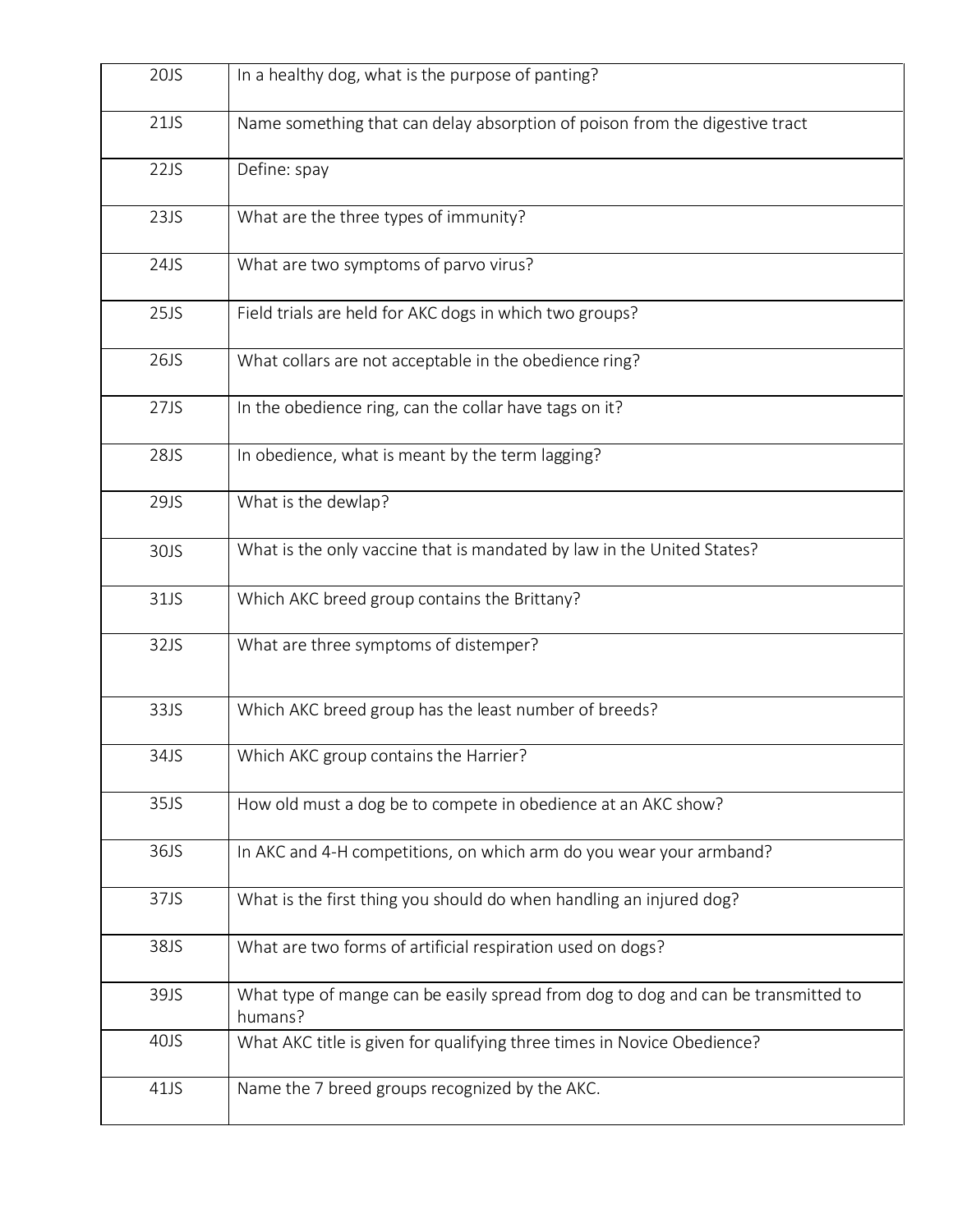| | |
|---|---|
| 20JS | In a healthy dog, what is the purpose of panting? |
| 21JS | Name something that can delay absorption of poison from the digestive tract |
| 22JS | Define: spay |
| 23JS | What are the three types of immunity? |
| 24JS | What are two symptoms of parvo virus? |
| 25JS | Field trials are held for AKC dogs in which two groups? |
| 26JS | What collars are not acceptable in the obedience ring? |
| 27JS | In the obedience ring, can the collar have tags on it? |
| 28JS | In obedience, what is meant by the term lagging? |
| 29JS | What is the dewlap? |
| 30JS | What is the only vaccine that is mandated by law in the United States? |
| 31JS | Which AKC breed group contains the Brittany? |
| 32JS | What are three symptoms of distemper? |
| 33JS | Which AKC breed group has the least number of breeds? |
| 34JS | Which AKC group contains the Harrier? |
| 35JS | How old must a dog be to compete in obedience at an AKC show? |
| 36JS | In AKC and 4-H competitions, on which arm do you wear your armband? |
| 37JS | What is the first thing you should do when handling an injured dog? |
| 38JS | What are two forms of artificial respiration used on dogs? |
| 39JS | What type of mange can be easily spread from dog to dog and can be transmitted to humans? |
| 40JS | What AKC title is given for qualifying three times in Novice Obedience? |
| 41JS | Name the 7 breed groups recognized by the AKC. |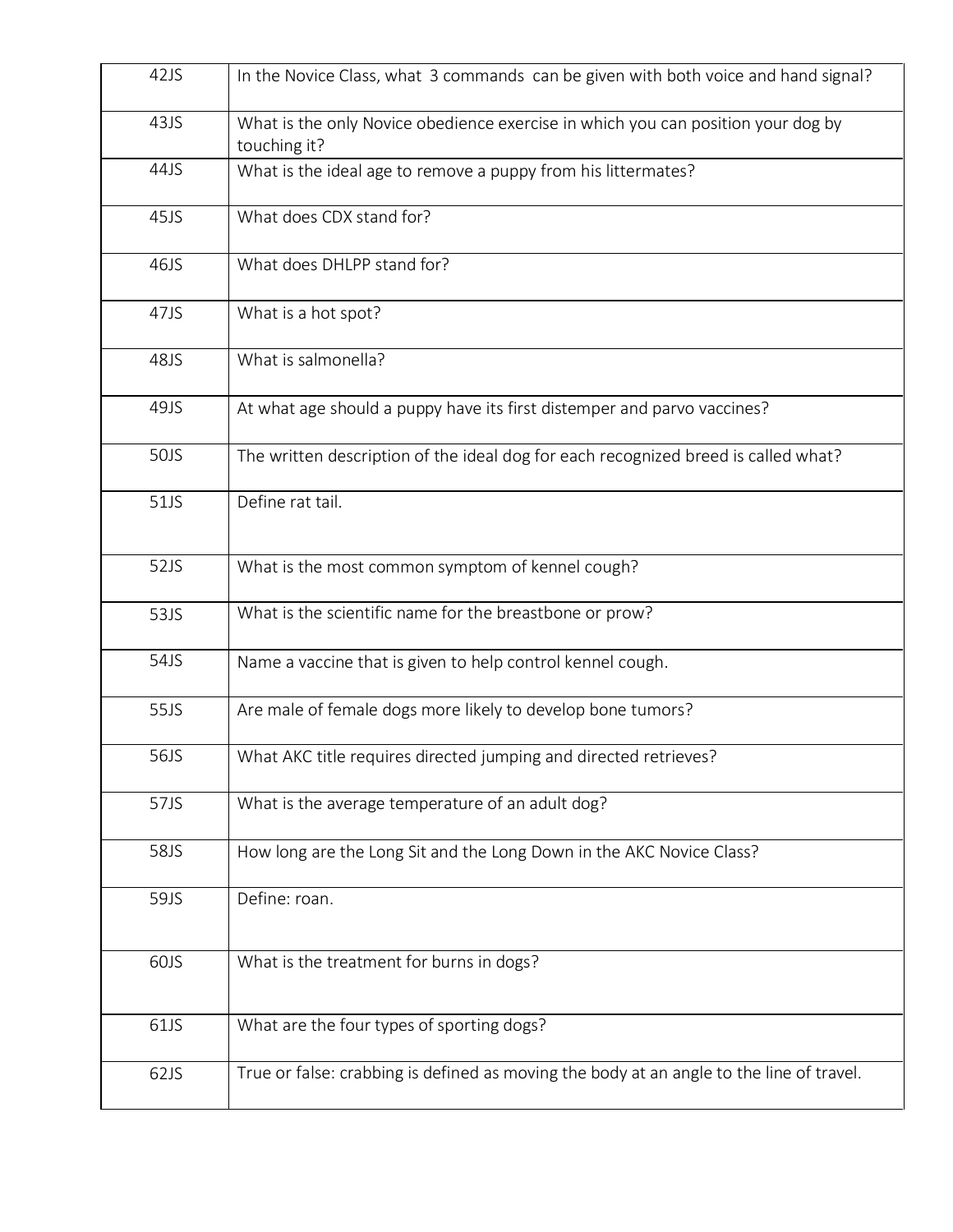| | |
|---|---|
| 42JS | In the Novice Class, what 3 commands can be given with both voice and hand signal? |
| 43JS | What is the only Novice obedience exercise in which you can position your dog by touching it? |
| 44JS | What is the ideal age to remove a puppy from his littermates? |
| 45JS | What does CDX stand for? |
| 46JS | What does DHLPP stand for? |
| 47JS | What is a hot spot? |
| 48JS | What is salmonella? |
| 49JS | At what age should a puppy have its first distemper and parvo vaccines? |
| 50JS | The written description of the ideal dog for each recognized breed is called what? |
| 51JS | Define rat tail. |
| 52JS | What is the most common symptom of kennel cough? |
| 53JS | What is the scientific name for the breastbone or prow? |
| 54JS | Name a vaccine that is given to help control kennel cough. |
| 55JS | Are male of female dogs more likely to develop bone tumors? |
| 56JS | What AKC title requires directed jumping and directed retrieves? |
| 57JS | What is the average temperature of an adult dog? |
| 58JS | How long are the Long Sit and the Long Down in the AKC Novice Class? |
| 59JS | Define: roan. |
| 60JS | What is the treatment for burns in dogs? |
| 61JS | What are the four types of sporting dogs? |
| 62JS | True or false: crabbing is defined as moving the body at an angle to the line of travel. |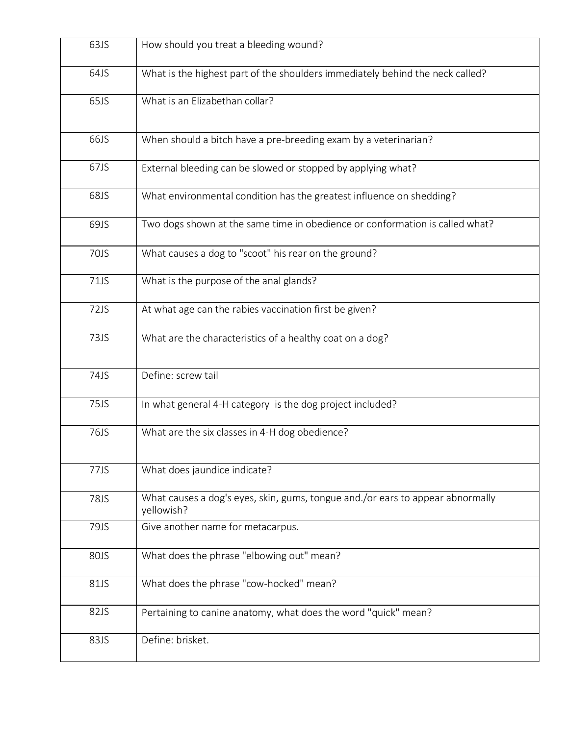| | |
|---|---|
| 63JS | How should you treat a bleeding wound? |
| 64JS | What is the highest part of the shoulders immediately behind the neck called? |
| 65JS | What is an Elizabethan collar? |
| 66JS | When should a bitch have a pre-breeding exam by a veterinarian? |
| 67JS | External bleeding can be slowed or stopped by applying what? |
| 68JS | What environmental condition has the greatest influence on shedding? |
| 69JS | Two dogs shown at the same time in obedience or conformation is called what? |
| 70JS | What causes a dog to "scoot" his rear on the ground? |
| 71JS | What is the purpose of the anal glands? |
| 72JS | At what age can the rabies vaccination first be given? |
| 73JS | What are the characteristics of a healthy coat on a dog? |
| 74JS | Define: screw tail |
| 75JS | In what general 4-H category is the dog project included? |
| 76JS | What are the six classes in 4-H dog obedience? |
| 77JS | What does jaundice indicate? |
| 78JS | What causes a dog's eyes, skin, gums, tongue and./or ears to appear abnormally yellowish? |
| 79JS | Give another name for metacarpus. |
| 80JS | What does the phrase "elbowing out" mean? |
| 81JS | What does the phrase "cow-hocked" mean? |
| 82JS | Pertaining to canine anatomy, what does the word "quick" mean? |
| 83JS | Define: brisket. |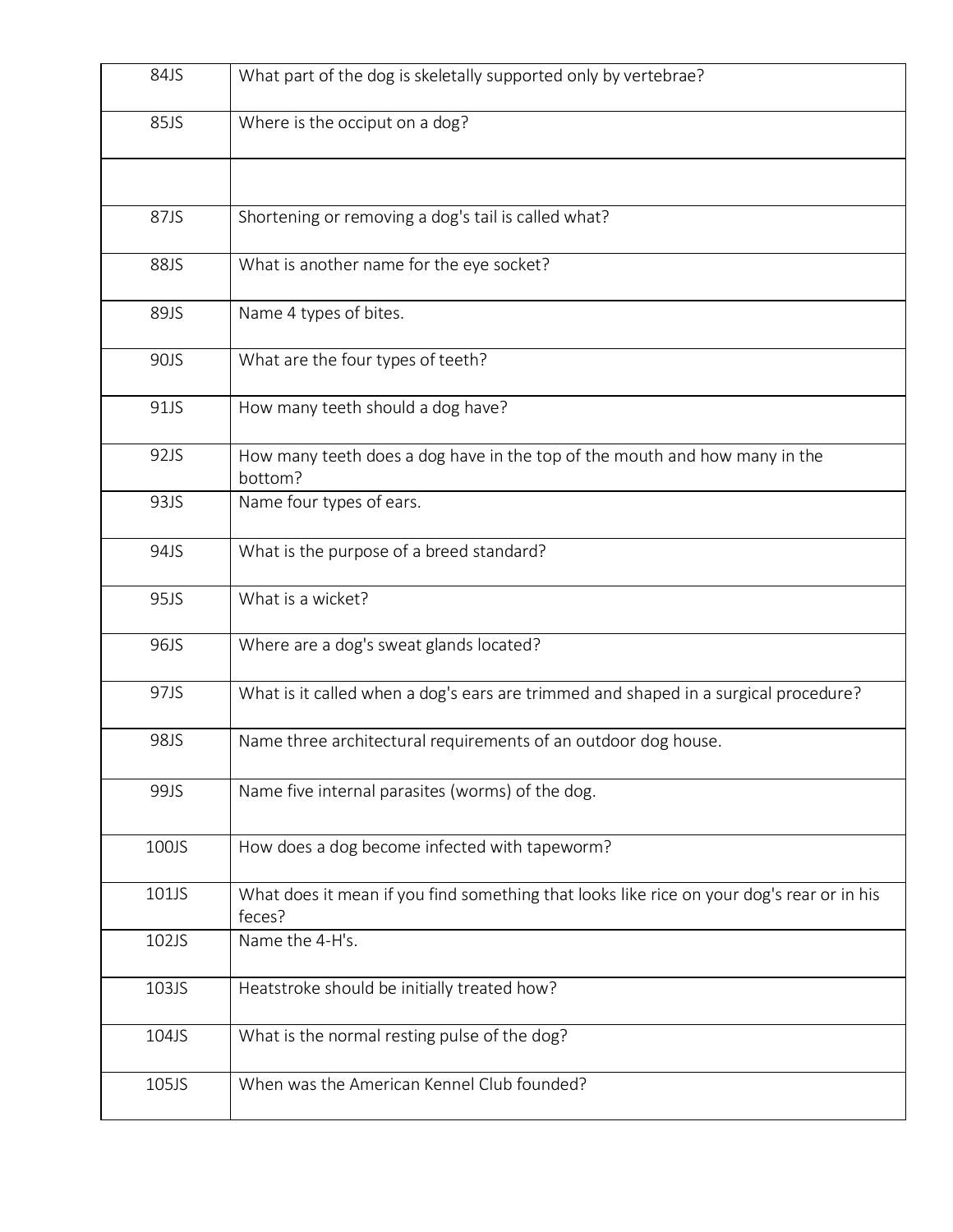| | |
|---|---|
| 84JS | What part of the dog is skeletally supported only by vertebrae? |
| 85JS | Where is the occiput on a dog? |
| | |
| 87JS | Shortening or removing a dog's tail is called what? |
| 88JS | What is another name for the eye socket? |
| 89JS | Name 4 types of bites. |
| 90JS | What are the four types of teeth? |
| 91JS | How many teeth should a dog have? |
| 92JS | How many teeth does a dog have in the top of the mouth and how many in the bottom? |
| 93JS | Name four types of ears. |
| 94JS | What is the purpose of a breed standard? |
| 95JS | What is a wicket? |
| 96JS | Where are a dog's sweat glands located? |
| 97JS | What is it called when a dog's ears are trimmed and shaped in a surgical procedure? |
| 98JS | Name three architectural requirements of an outdoor dog house. |
| 99JS | Name five internal parasites (worms) of the dog. |
| 100JS | How does a dog become infected with tapeworm? |
| 101JS | What does it mean if you find something that looks like rice on your dog's rear or in his feces? |
| 102JS | Name the 4-H's. |
| 103JS | Heatstroke should be initially treated how? |
| 104JS | What is the normal resting pulse of the dog? |
| 105JS | When was the American Kennel Club founded? |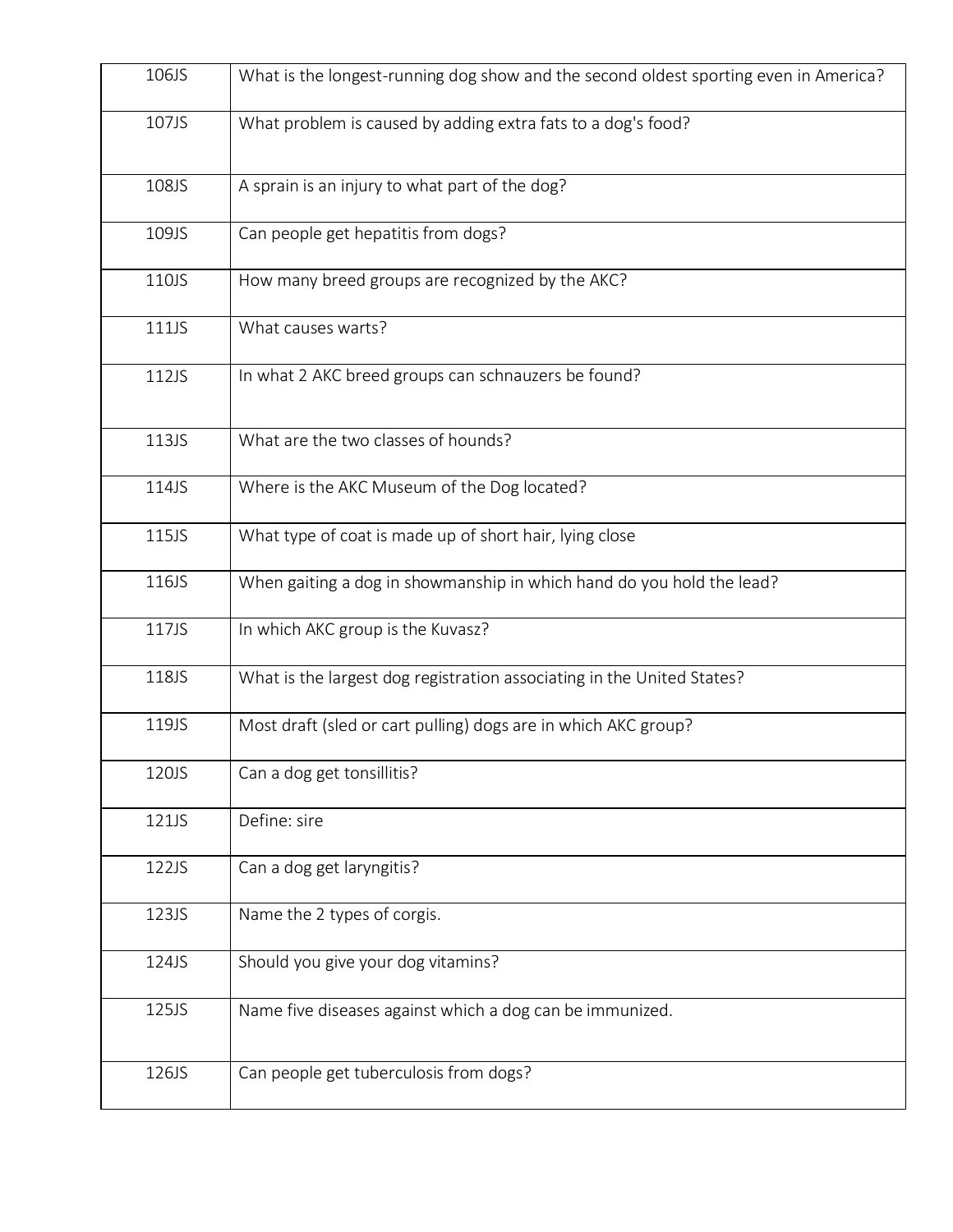| | |
|---|---|
| 106JS | What is the longest-running dog show and the second oldest sporting even in America? |
| 107JS | What problem is caused by adding extra fats to a dog's food? |
| 108JS | A sprain is an injury to what part of the dog? |
| 109JS | Can people get hepatitis from dogs? |
| 110JS | How many breed groups are recognized by the AKC? |
| 111JS | What causes warts? |
| 112JS | In what 2 AKC breed groups can schnauzers be found? |
| 113JS | What are the two classes of hounds? |
| 114JS | Where is the AKC Museum of the Dog located? |
| 115JS | What type of coat is made up of short hair, lying close |
| 116JS | When gaiting a dog in showmanship in which hand do you hold the lead? |
| 117JS | In which AKC group is the Kuvasz? |
| 118JS | What is the largest dog registration associating in the United States? |
| 119JS | Most draft (sled or cart pulling) dogs are in which AKC group? |
| 120JS | Can a dog get tonsillitis? |
| 121JS | Define: sire |
| 122JS | Can a dog get laryngitis? |
| 123JS | Name the 2 types of corgis. |
| 124JS | Should you give your dog vitamins? |
| 125JS | Name five diseases against which a dog can be immunized. |
| 126JS | Can people get tuberculosis from dogs? |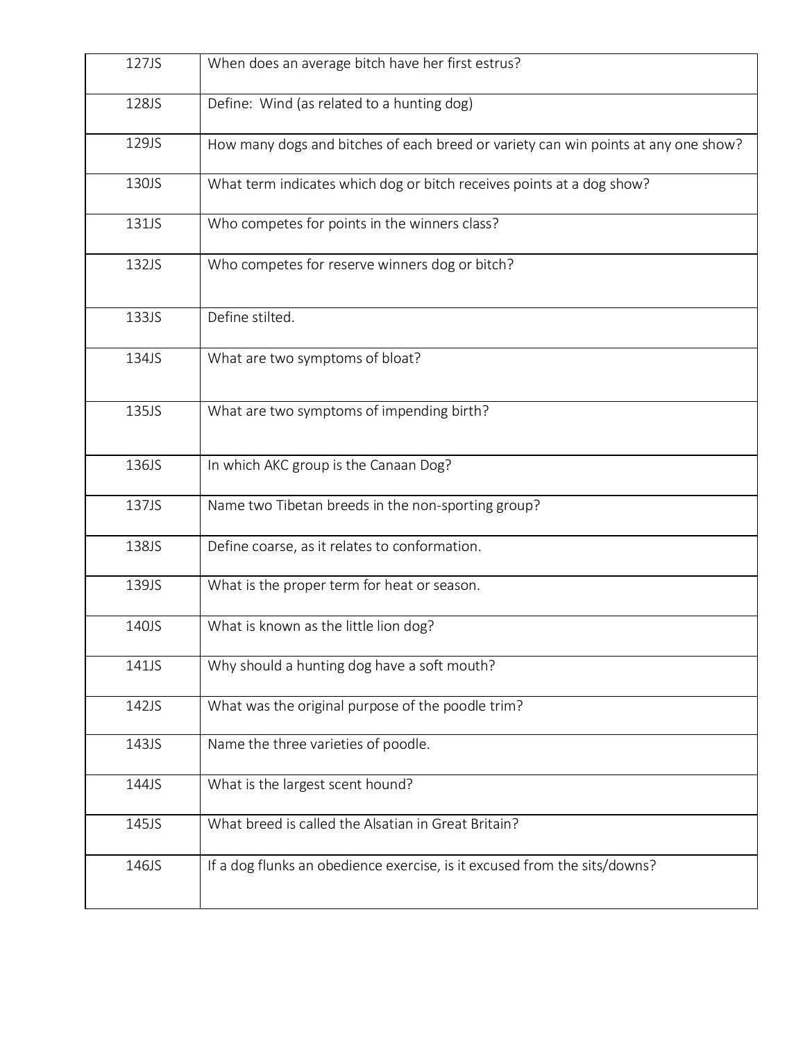| 127JS | When does an average bitch have her first estrus? |
|---|---|
| 128JS | Define: Wind (as related to a hunting dog) |
| 129JS | How many dogs and bitches of each breed or variety can win points at any one show? |
| 130JS | What term indicates which dog or bitch receives points at a dog show? |
| 131JS | Who competes for points in the winners class? |
| 132JS | Who competes for reserve winners dog or bitch? |
| 133JS | Define stilted. |
| 134JS | What are two symptoms of bloat? |
| 135JS | What are two symptoms of impending birth? |
| 136JS | In which AKC group is the Canaan Dog? |
| 137JS | Name two Tibetan breeds in the non-sporting group? |
| 138JS | Define coarse, as it relates to conformation. |
| 139JS | What is the proper term for heat or season. |
| 140JS | What is known as the little lion dog? |
| 141JS | Why should a hunting dog have a soft mouth? |
| 142JS | What was the original purpose of the poodle trim? |
| 143JS | Name the three varieties of poodle. |
| 144JS | What is the largest scent hound? |
| 145JS | What breed is called the Alsatian in Great Britain? |
| 146JS | If a dog flunks an obedience exercise, is it excused from the sits/downs? |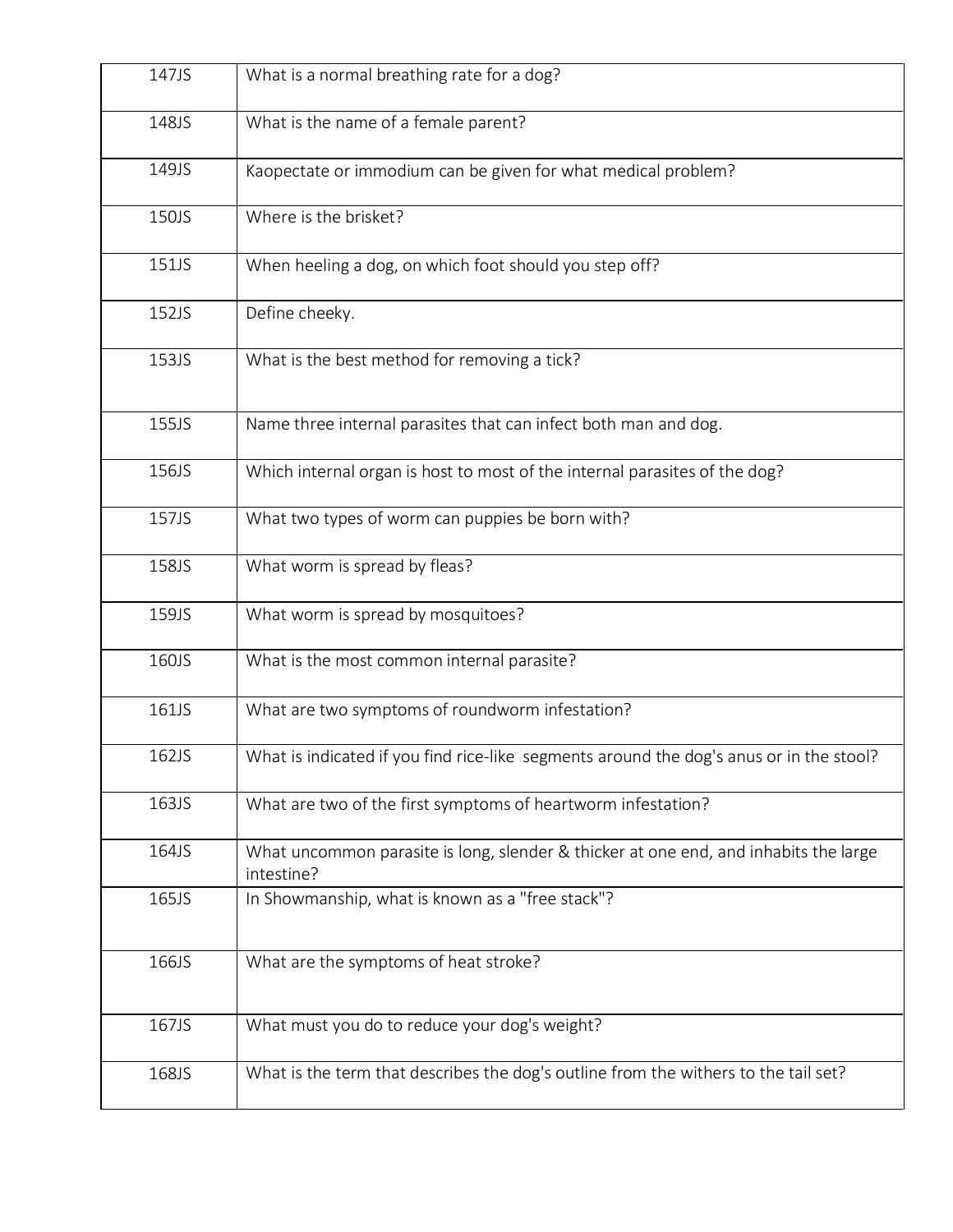| | |
|---|---|
| 147JS | What is a normal breathing rate for a dog? |
| 148JS | What is the name of a female parent? |
| 149JS | Kaopectate or immodium can be given for what medical problem? |
| 150JS | Where is the brisket? |
| 151JS | When heeling a dog, on which foot should you step off? |
| 152JS | Define cheeky. |
| 153JS | What is the best method for removing a tick? |
| 155JS | Name three internal parasites that can infect both man and dog. |
| 156JS | Which internal organ is host to most of the internal parasites of the dog? |
| 157JS | What two types of worm can puppies be born with? |
| 158JS | What worm is spread by fleas? |
| 159JS | What worm is spread by mosquitoes? |
| 160JS | What is the most common internal parasite? |
| 161JS | What are two symptoms of roundworm infestation? |
| 162JS | What is indicated if you find rice-like segments around the dog's anus or in the stool? |
| 163JS | What are two of the first symptoms of heartworm infestation? |
| 164JS | What uncommon parasite is long, slender & thicker at one end, and inhabits the large intestine? |
| 165JS | In Showmanship, what is known as a "free stack"? |
| 166JS | What are the symptoms of heat stroke? |
| 167JS | What must you do to reduce your dog's weight? |
| 168JS | What is the term that describes the dog's outline from the withers to the tail set? |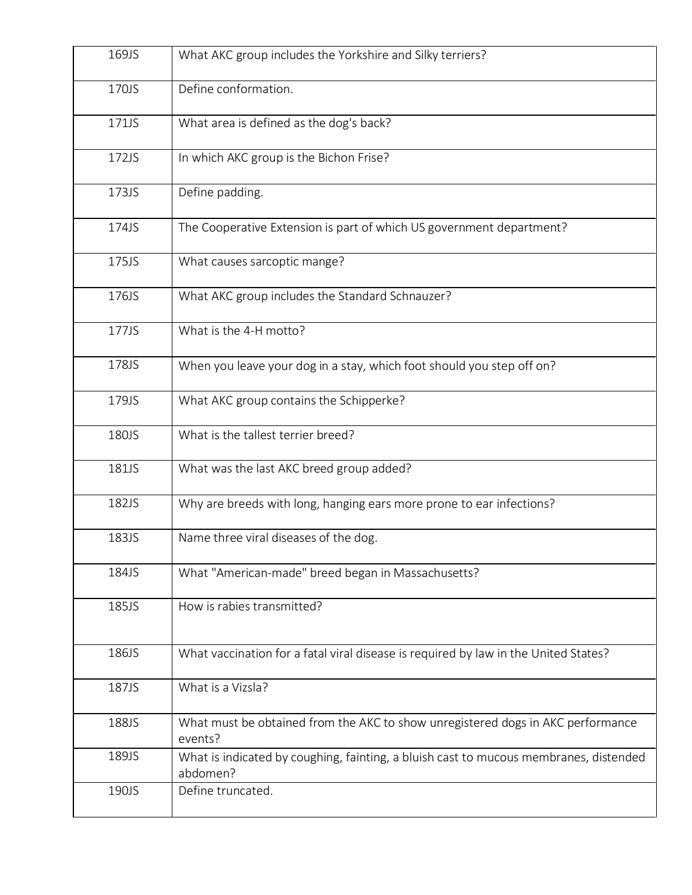| | |
|---|---|
| 169JS | What AKC group includes the Yorkshire and Silky terriers? |
| 170JS | Define conformation. |
| 171JS | What area is defined as the dog's back? |
| 172JS | In which AKC group is the Bichon Frise? |
| 173JS | Define padding. |
| 174JS | The Cooperative Extension is part of which US government department? |
| 175JS | What causes sarcoptic mange? |
| 176JS | What AKC group includes the Standard Schnauzer? |
| 177JS | What is the 4-H motto? |
| 178JS | When you leave your dog in a stay, which foot should you step off on? |
| 179JS | What AKC group contains the Schipperke? |
| 180JS | What is the tallest terrier breed? |
| 181JS | What was the last AKC breed group added? |
| 182JS | Why are breeds with long, hanging ears more prone to ear infections? |
| 183JS | Name three viral diseases of the dog. |
| 184JS | What "American-made" breed began in Massachusetts? |
| 185JS | How is rabies transmitted? |
| 186JS | What vaccination for a fatal viral disease is required by law in the United States? |
| 187JS | What is a Vizsla? |
| 188JS | What must be obtained from the AKC to show unregistered dogs in AKC performance events? |
| 189JS | What is indicated by coughing, fainting, a bluish cast to mucous membranes, distended abdomen? |
| 190JS | Define truncated. |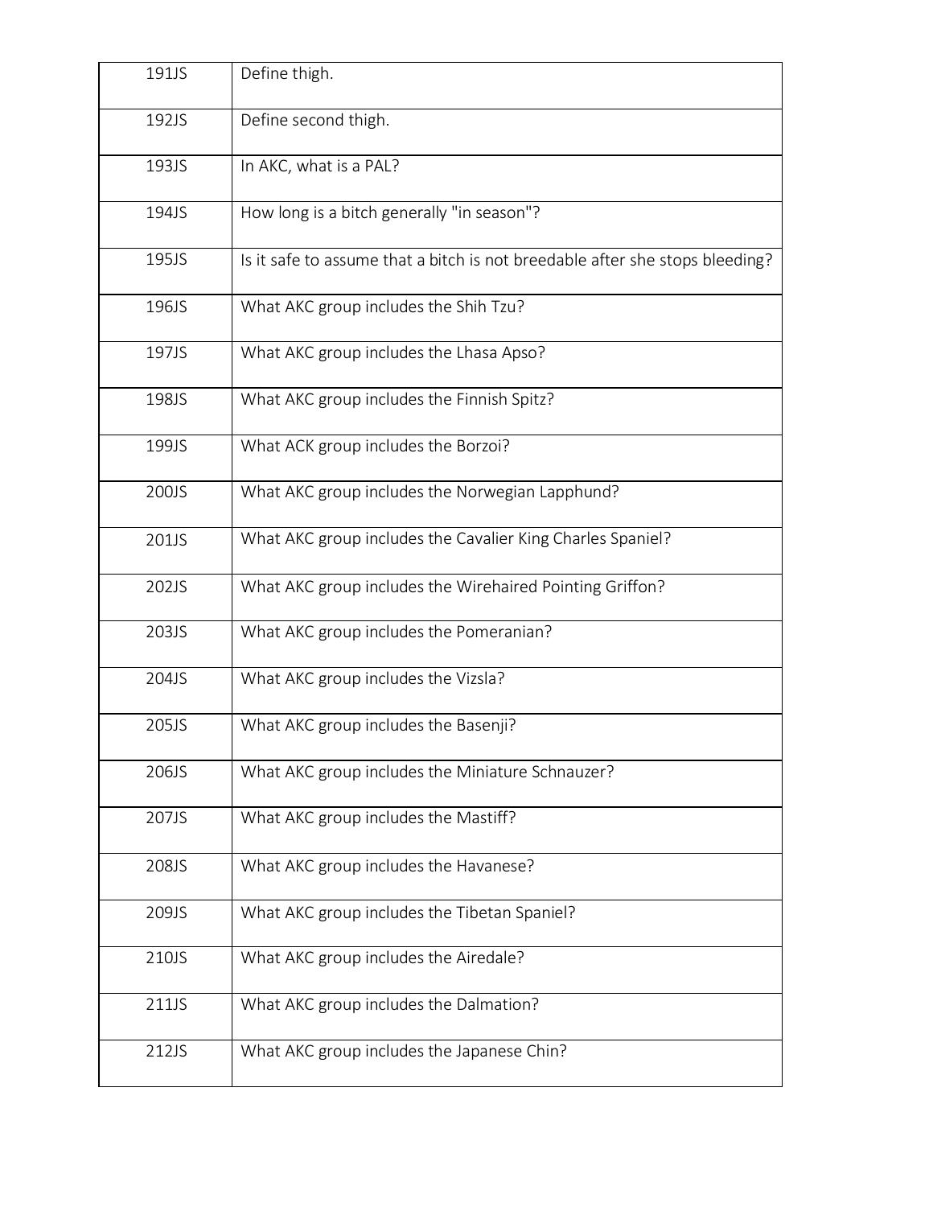| | |
|---|---|
| 191JS | Define thigh. |
| 192JS | Define second thigh. |
| 193JS | In AKC, what is a PAL? |
| 194JS | How long is a bitch generally "in season"? |
| 195JS | Is it safe to assume that a bitch is not breedable after she stops bleeding? |
| 196JS | What AKC group includes the Shih Tzu? |
| 197JS | What AKC group includes the Lhasa Apso? |
| 198JS | What AKC group includes the Finnish Spitz? |
| 199JS | What ACK group includes the Borzoi? |
| 200JS | What AKC group includes the Norwegian Lapphund? |
| 201JS | What AKC group includes the Cavalier King Charles Spaniel? |
| 202JS | What AKC group includes the Wirehaired Pointing Griffon? |
| 203JS | What AKC group includes the Pomeranian? |
| 204JS | What AKC group includes the Vizsla? |
| 205JS | What AKC group includes the Basenji? |
| 206JS | What AKC group includes the Miniature Schnauzer? |
| 207JS | What AKC group includes the Mastiff? |
| 208JS | What AKC group includes the Havanese? |
| 209JS | What AKC group includes the Tibetan Spaniel? |
| 210JS | What AKC group includes the Airedale? |
| 211JS | What AKC group includes the Dalmation? |
| 212JS | What AKC group includes the Japanese Chin? |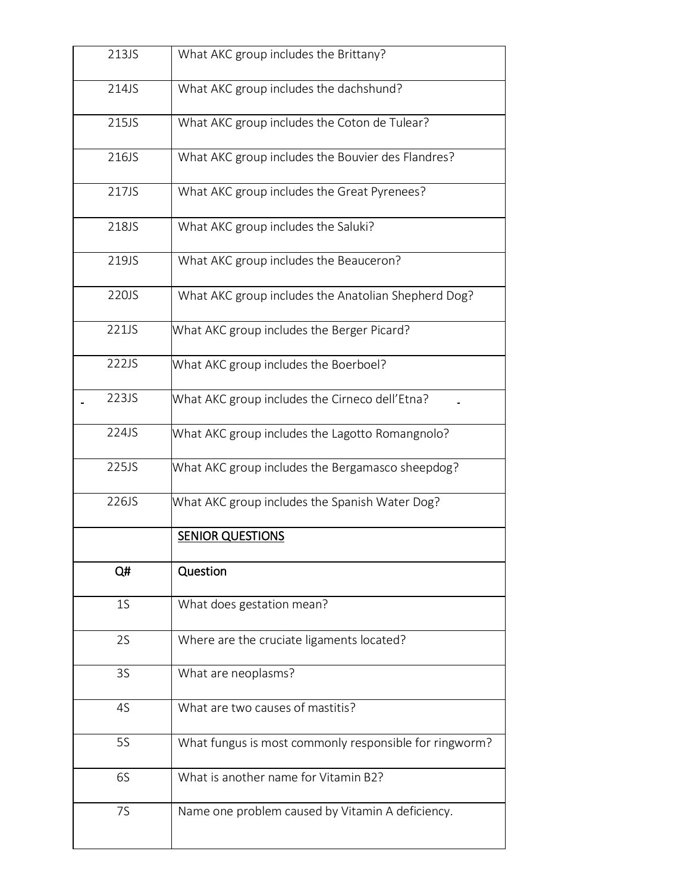| | |
|---|---|
| 213JS | What AKC group includes the Brittany? |
| 214JS | What AKC group includes the dachshund? |
| 215JS | What AKC group includes the Coton de Tulear? |
| 216JS | What AKC group includes the Bouvier des Flandres? |
| 217JS | What AKC group includes the Great Pyrenees? |
| 218JS | What AKC group includes the Saluki? |
| 219JS | What AKC group includes the Beauceron? |
| 220JS | What AKC group includes the Anatolian Shepherd Dog? |
| 221JS | What AKC group includes the Berger Picard? |
| 222JS | What AKC group includes the Boerboel? |
| 223JS | What AKC group includes the Cirneco dell'Etna? |
| 224JS | What AKC group includes the Lagotto Romangnolo? |
| 225JS | What AKC group includes the Bergamasco sheepdog? |
| 226JS | What AKC group includes the Spanish Water Dog? |
| | <u>SENIOR QUESTIONS</u> |
| **Q#** | **Question** |
| 1S | What does gestation mean? |
| 2S | Where are the cruciate ligaments located? |
| 3S | What are neoplasms? |
| 4S | What are two causes of mastitis? |
| 5S | What fungus is most commonly responsible for ringworm? |
| 6S | What is another name for Vitamin B2? |
| 7S | Name one problem caused by Vitamin A deficiency. |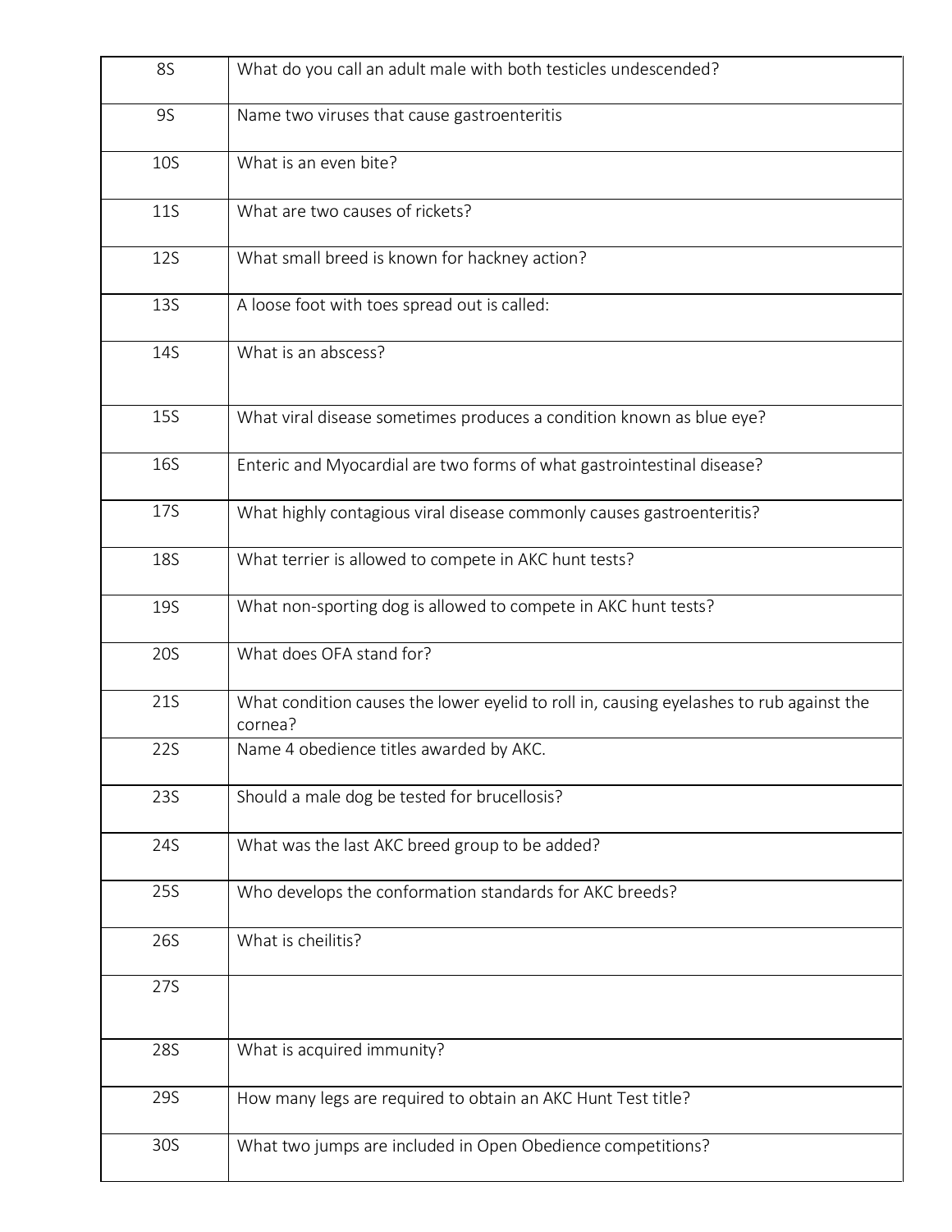| | |
|---|---|
| 8S | What do you call an adult male with both testicles undescended? |
| 9S | Name two viruses that cause gastroenteritis |
| 10S | What is an even bite? |
| 11S | What are two causes of rickets? |
| 12S | What small breed is known for hackney action? |
| 13S | A loose foot with toes spread out is called: |
| 14S | What is an abscess? |
| 15S | What viral disease sometimes produces a condition known as blue eye? |
| 16S | Enteric and Myocardial are two forms of what gastrointestinal disease? |
| 17S | What highly contagious viral disease commonly causes gastroenteritis? |
| 18S | What terrier is allowed to compete in AKC hunt tests? |
| 19S | What non-sporting dog is allowed to compete in AKC hunt tests? |
| 20S | What does OFA stand for? |
| 21S | What condition causes the lower eyelid to roll in, causing eyelashes to rub against the cornea? |
| 22S | Name 4 obedience titles awarded by AKC. |
| 23S | Should a male dog be tested for brucellosis? |
| 24S | What was the last AKC breed group to be added? |
| 25S | Who develops the conformation standards for AKC breeds? |
| 26S | What is cheilitis? |
| 27S | |
| 28S | What is acquired immunity? |
| 29S | How many legs are required to obtain an AKC Hunt Test title? |
| 30S | What two jumps are included in Open Obedience competitions? |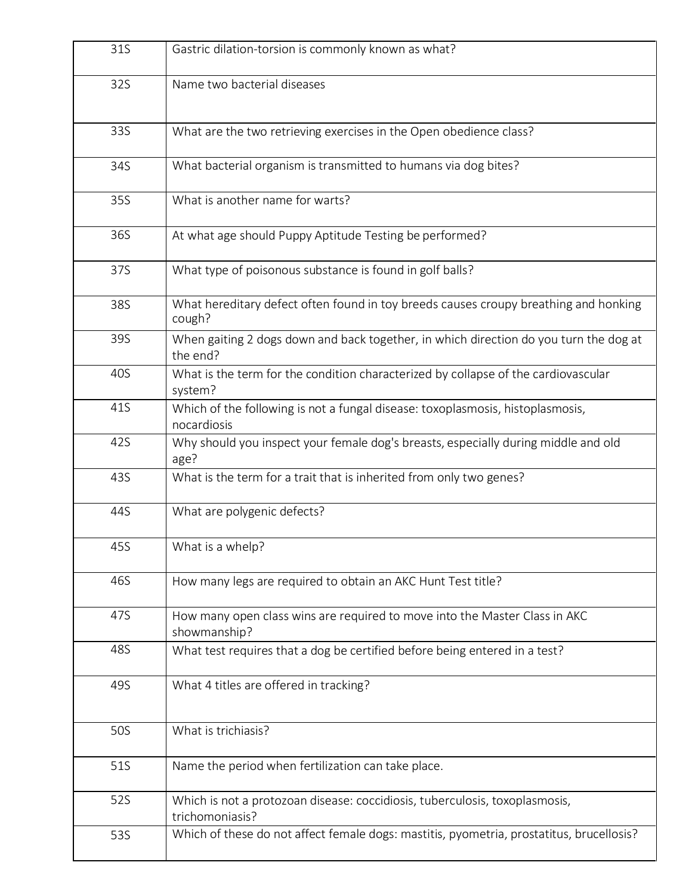| | |
|---|---|
| 31S | Gastric dilation-torsion is commonly known as what? |
| 32S | Name two bacterial diseases |
| 33S | What are the two retrieving exercises in the Open obedience class? |
| 34S | What bacterial organism is transmitted to humans via dog bites? |
| 35S | What is another name for warts? |
| 36S | At what age should Puppy Aptitude Testing be performed? |
| 37S | What type of poisonous substance is found in golf balls? |
| 38S | What hereditary defect often found in toy breeds causes croupy breathing and honking cough? |
| 39S | When gaiting 2 dogs down and back together, in which direction do you turn the dog at the end? |
| 40S | What is the term for the condition characterized by collapse of the cardiovascular system? |
| 41S | Which of the following is not a fungal disease: toxoplasmosis, histoplasmosis, nocardiosis |
| 42S | Why should you inspect your female dog's breasts, especially during middle and old age? |
| 43S | What is the term for a trait that is inherited from only two genes? |
| 44S | What are polygenic defects? |
| 45S | What is a whelp? |
| 46S | How many legs are required to obtain an AKC Hunt Test title? |
| 47S | How many open class wins are required to move into the Master Class in AKC showmanship? |
| 48S | What test requires that a dog be certified before being entered in a test? |
| 49S | What 4 titles are offered in tracking? |
| 50S | What is trichiasis? |
| 51S | Name the period when fertilization can take place. |
| 52S | Which is not a protozoan disease: coccidiosis, tuberculosis, toxoplasmosis, trichomoniasis? |
| 53S | Which of these do not affect female dogs: mastitis, pyometria, prostatitus, brucellosis? |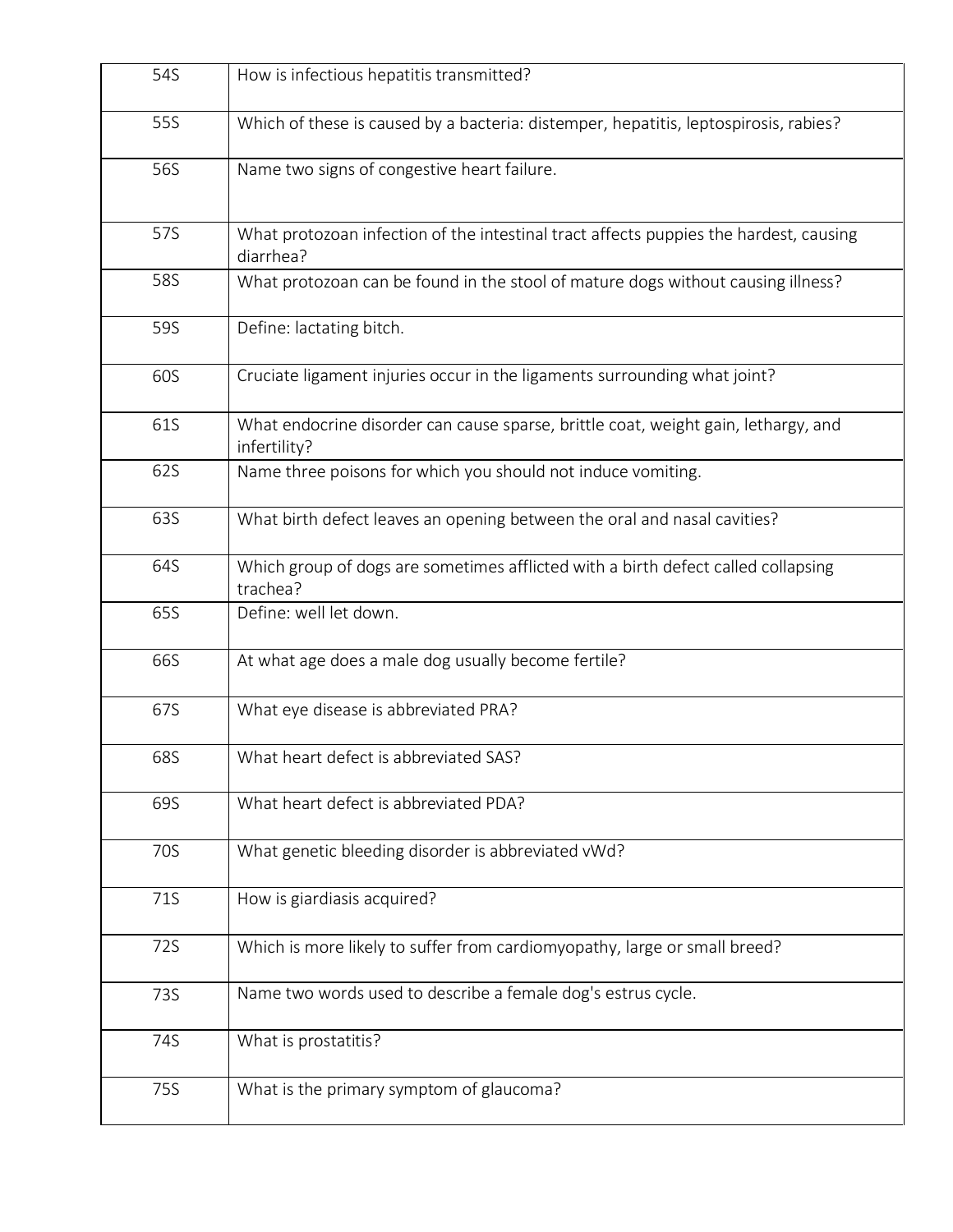| | |
|---|---|
| 54S | How is infectious hepatitis transmitted? |
| 55S | Which of these is caused by a bacteria: distemper, hepatitis, leptospirosis, rabies? |
| 56S | Name two signs of congestive heart failure. |
| 57S | What protozoan infection of the intestinal tract affects puppies the hardest, causing diarrhea? |
| 58S | What protozoan can be found in the stool of mature dogs without causing illness? |
| 59S | Define: lactating bitch. |
| 60S | Cruciate ligament injuries occur in the ligaments surrounding what joint? |
| 61S | What endocrine disorder can cause sparse, brittle coat, weight gain, lethargy, and infertility? |
| 62S | Name three poisons for which you should not induce vomiting. |
| 63S | What birth defect leaves an opening between the oral and nasal cavities? |
| 64S | Which group of dogs are sometimes afflicted with a birth defect called collapsing trachea? |
| 65S | Define: well let down. |
| 66S | At what age does a male dog usually become fertile? |
| 67S | What eye disease is abbreviated PRA? |
| 68S | What heart defect is abbreviated SAS? |
| 69S | What heart defect is abbreviated PDA? |
| 70S | What genetic bleeding disorder is abbreviated vWd? |
| 71S | How is giardiasis acquired? |
| 72S | Which is more likely to suffer from cardiomyopathy, large or small breed? |
| 73S | Name two words used to describe a female dog's estrus cycle. |
| 74S | What is prostatitis? |
| 75S | What is the primary symptom of glaucoma? |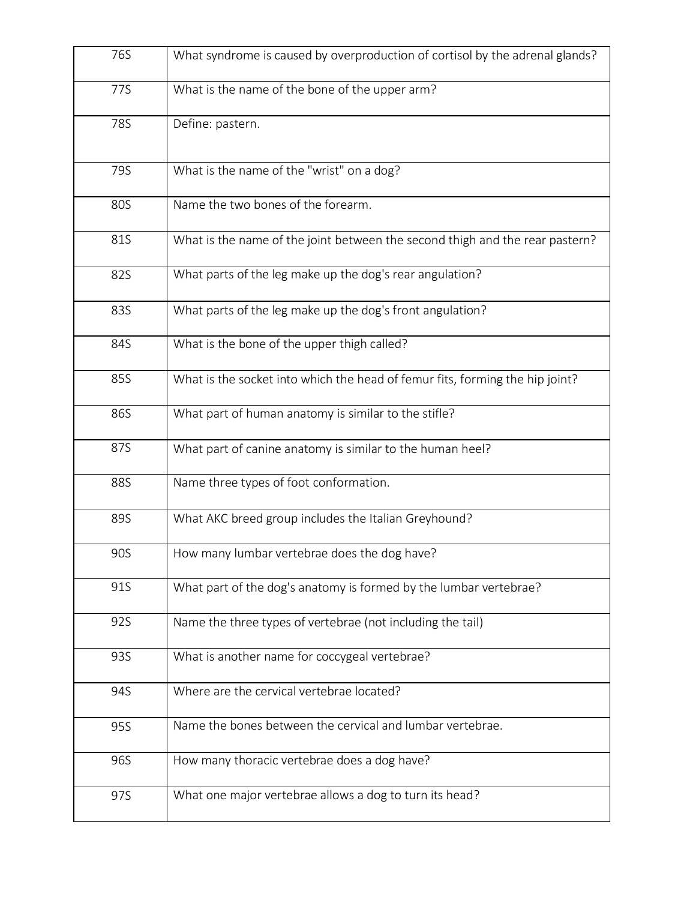| | |
|---|---|
| 76S | What syndrome is caused by overproduction of cortisol by the adrenal glands? |
| 77S | What is the name of the bone of the upper arm? |
| 78S | Define: pastern. |
| 79S | What is the name of the "wrist" on a dog? |
| 80S | Name the two bones of the forearm. |
| 81S | What is the name of the joint between the second thigh and the rear pastern? |
| 82S | What parts of the leg make up the dog's rear angulation? |
| 83S | What parts of the leg make up the dog's front angulation? |
| 84S | What is the bone of the upper thigh called? |
| 85S | What is the socket into which the head of femur fits, forming the hip joint? |
| 86S | What part of human anatomy is similar to the stifle? |
| 87S | What part of canine anatomy is similar to the human heel? |
| 88S | Name three types of foot conformation. |
| 89S | What AKC breed group includes the Italian Greyhound? |
| 90S | How many lumbar vertebrae does the dog have? |
| 91S | What part of the dog's anatomy is formed by the lumbar vertebrae? |
| 92S | Name the three types of vertebrae (not including the tail) |
| 93S | What is another name for coccygeal vertebrae? |
| 94S | Where are the cervical vertebrae located? |
| 95S | Name the bones between the cervical and lumbar vertebrae. |
| 96S | How many thoracic vertebrae does a dog have? |
| 97S | What one major vertebrae allows a dog to turn its head? |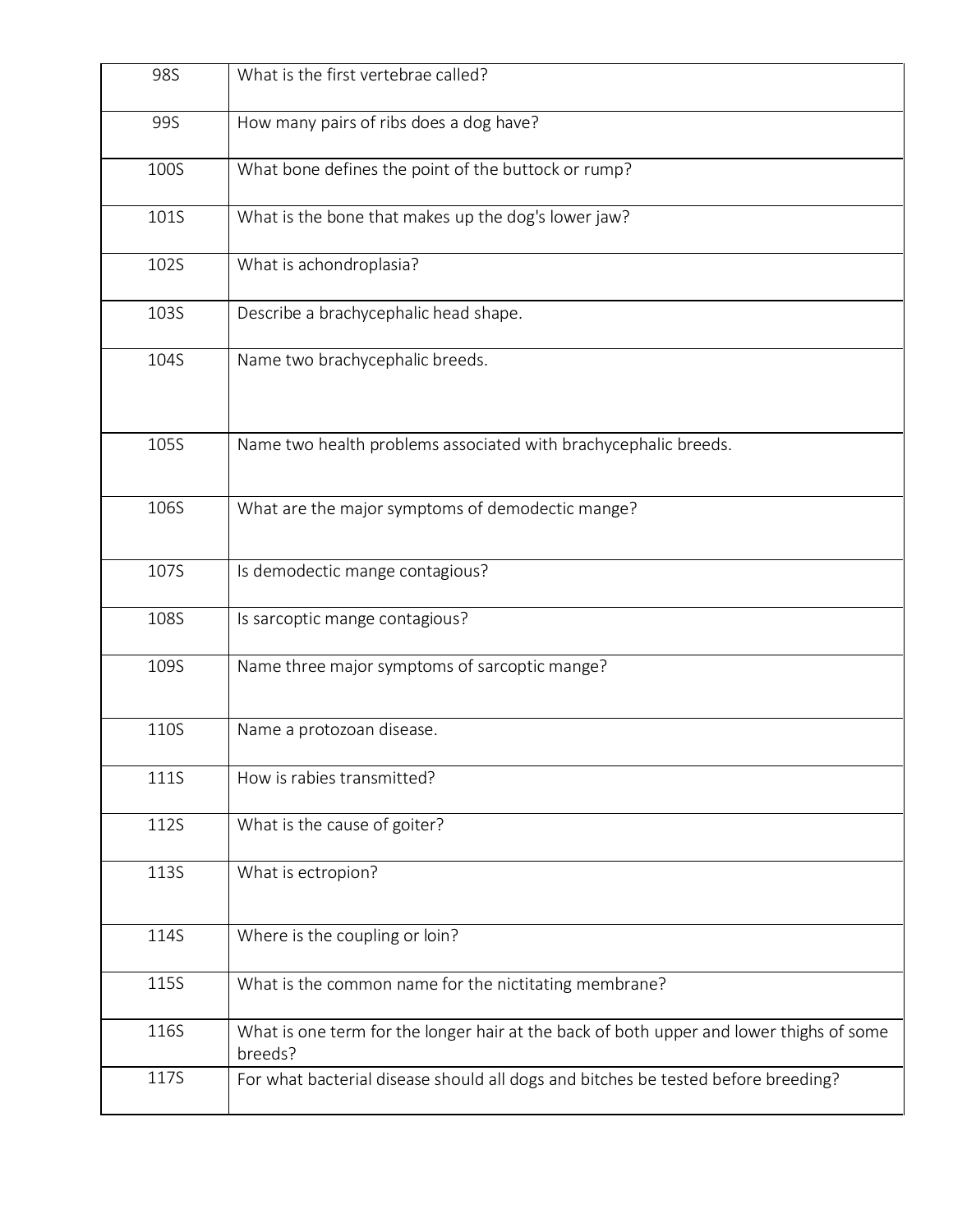| | |
|---|---|
| 98S | What is the first vertebrae called? |
| 99S | How many pairs of ribs does a dog have? |
| 100S | What bone defines the point of the buttock or rump? |
| 101S | What is the bone that makes up the dog's lower jaw? |
| 102S | What is achondroplasia? |
| 103S | Describe a brachycephalic head shape. |
| 104S | Name two brachycephalic breeds. |
| 105S | Name two health problems associated with brachycephalic breeds. |
| 106S | What are the major symptoms of demodectic mange? |
| 107S | Is demodectic mange contagious? |
| 108S | Is sarcoptic mange contagious? |
| 109S | Name three major symptoms of sarcoptic mange? |
| 110S | Name a protozoan disease. |
| 111S | How is rabies transmitted? |
| 112S | What is the cause of goiter? |
| 113S | What is ectropion? |
| 114S | Where is the coupling or loin? |
| 115S | What is the common name for the nictitating membrane? |
| 116S | What is one term for the longer hair at the back of both upper and lower thighs of some breeds? |
| 117S | For what bacterial disease should all dogs and bitches be tested before breeding? |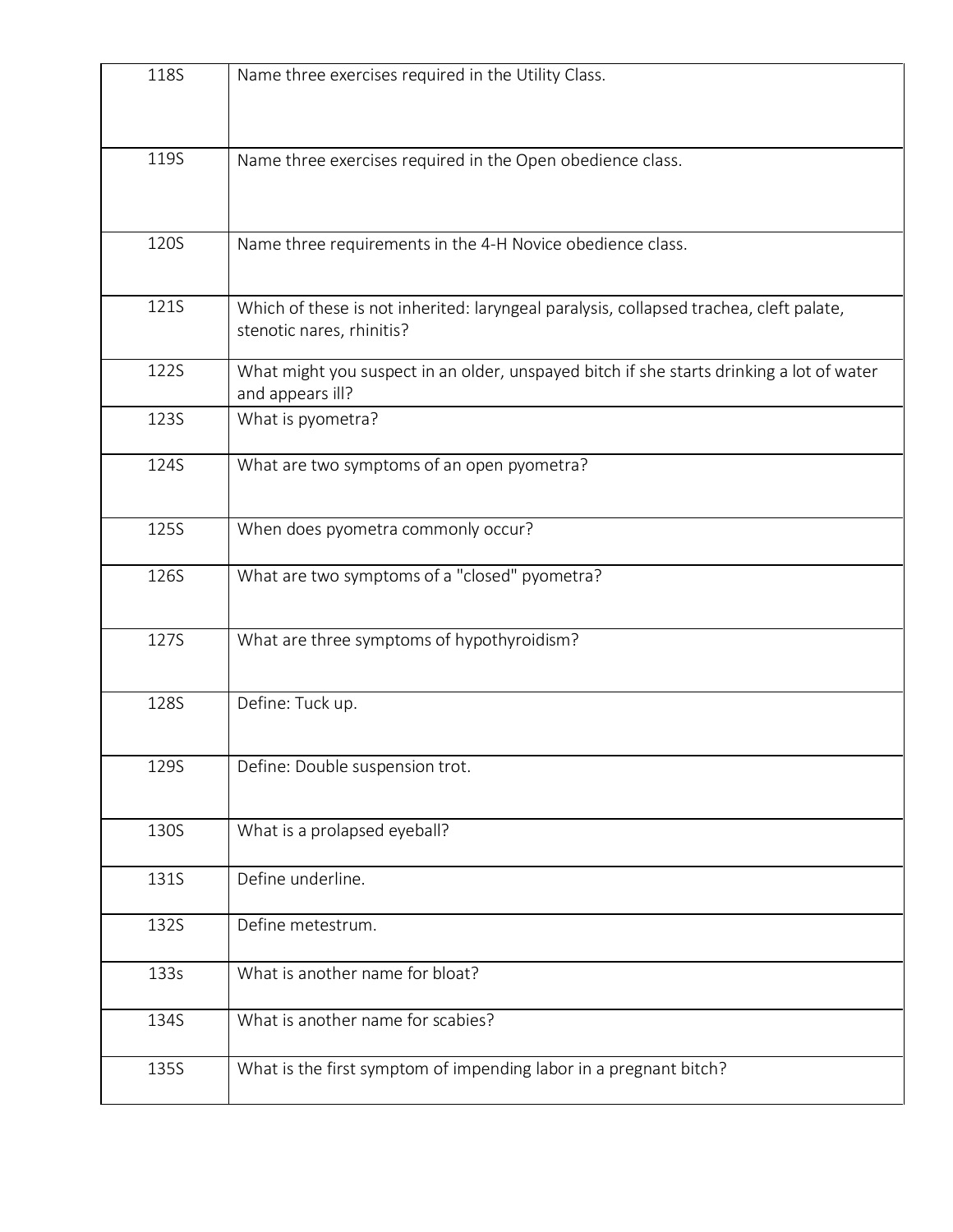| | |
|---|---|
| 118S | Name three exercises required in the Utility Class. |
| 119S | Name three exercises required in the Open obedience class. |
| 120S | Name three requirements in the 4-H Novice obedience class. |
| 121S | Which of these is not inherited: laryngeal paralysis, collapsed trachea, cleft palate, stenotic nares, rhinitis? |
| 122S | What might you suspect in an older, unspayed bitch if she starts drinking a lot of water and appears ill? |
| 123S | What is pyometra? |
| 124S | What are two symptoms of an open pyometra? |
| 125S | When does pyometra commonly occur? |
| 126S | What are two symptoms of a "closed" pyometra? |
| 127S | What are three symptoms of hypothyroidism? |
| 128S | Define: Tuck up. |
| 129S | Define: Double suspension trot. |
| 130S | What is a prolapsed eyeball? |
| 131S | Define underline. |
| 132S | Define metestrum. |
| 133s | What is another name for bloat? |
| 134S | What is another name for scabies? |
| 135S | What is the first symptom of impending labor in a pregnant bitch? |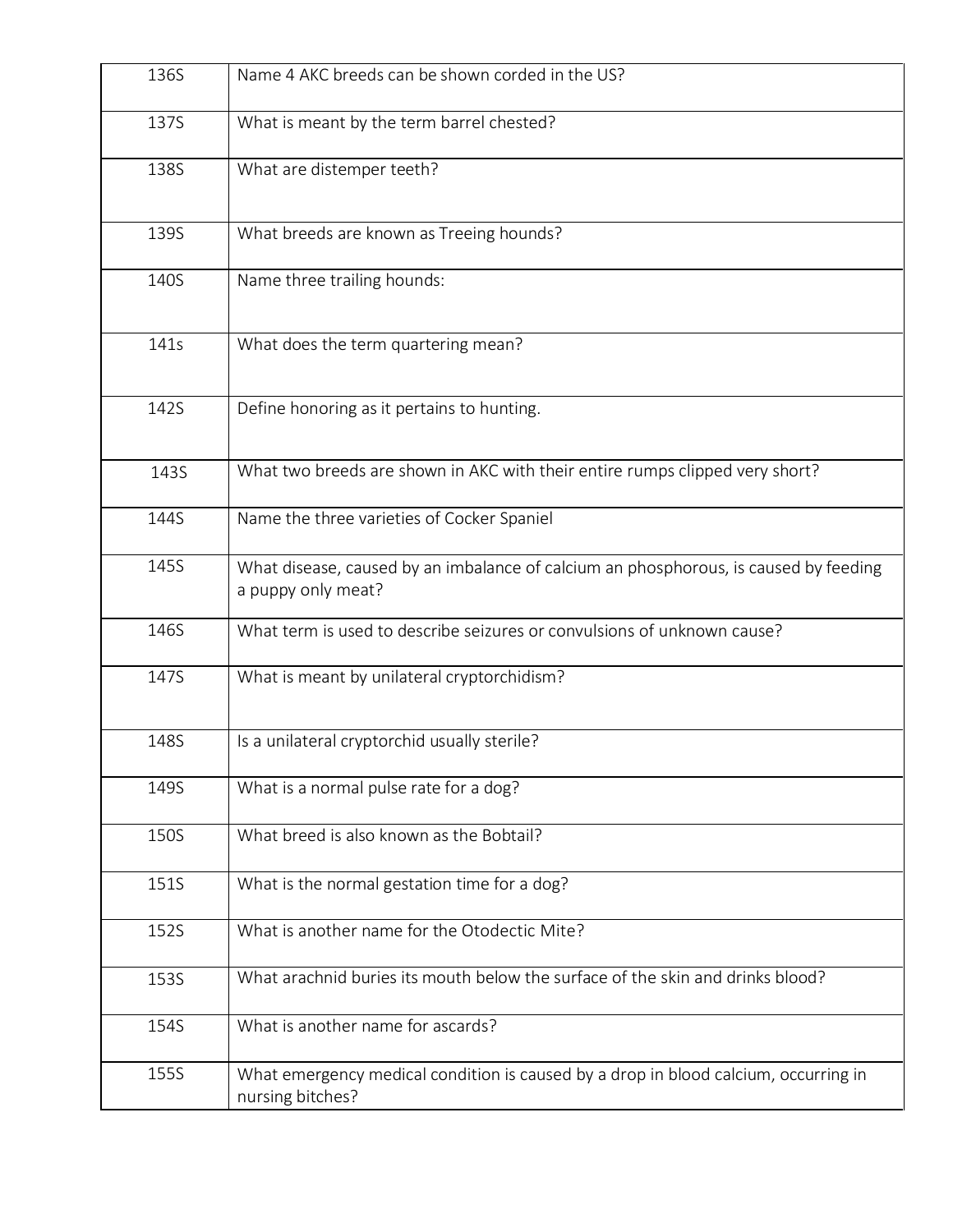| | |
|---|---|
| 136S | Name 4 AKC breeds can be shown corded in the US? |
| 137S | What is meant by the term barrel chested? |
| 138S | What are distemper teeth? |
| 139S | What breeds are known as Treeing hounds? |
| 140S | Name three trailing hounds: |
| 141s | What does the term quartering mean? |
| 142S | Define honoring as it pertains to hunting. |
| 143S | What two breeds are shown in AKC with their entire rumps clipped very short? |
| 144S | Name the three varieties of Cocker Spaniel |
| 145S | What disease, caused by an imbalance of calcium an phosphorous, is caused by feeding a puppy only meat? |
| 146S | What term is used to describe seizures or convulsions of unknown cause? |
| 147S | What is meant by unilateral cryptorchidism? |
| 148S | Is a unilateral cryptorchid usually sterile? |
| 149S | What is a normal pulse rate for a dog? |
| 150S | What breed is also known as the Bobtail? |
| 151S | What is the normal gestation time for a dog? |
| 152S | What is another name for the Otodectic Mite? |
| 153S | What arachnid buries its mouth below the surface of the skin and drinks blood? |
| 154S | What is another name for ascards? |
| 155S | What emergency medical condition is caused by a drop in blood calcium, occurring in nursing bitches? |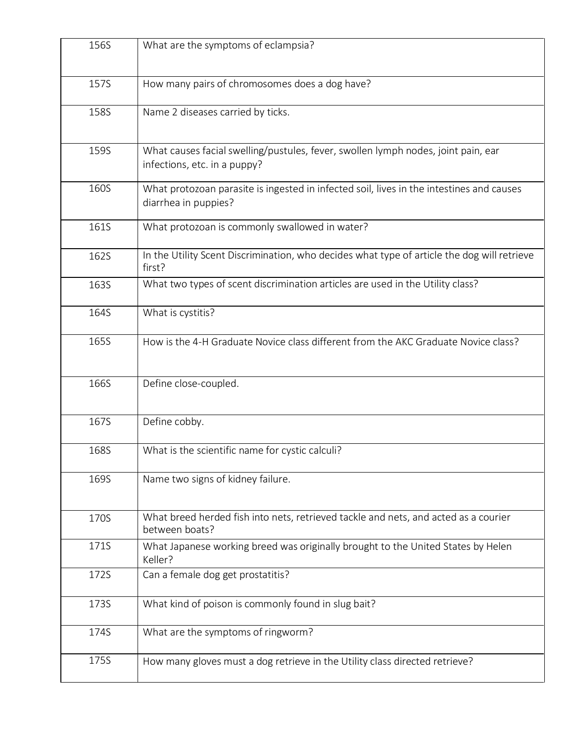| | |
|---|---|
| 156S | What are the symptoms of eclampsia? |
| 157S | How many pairs of chromosomes does a dog have? |
| 158S | Name 2 diseases carried by ticks. |
| 159S | What causes facial swelling/pustules, fever, swollen lymph nodes, joint pain, ear infections, etc. in a puppy? |
| 160S | What protozoan parasite is ingested in infected soil, lives in the intestines and causes diarrhea in puppies? |
| 161S | What protozoan is commonly swallowed in water? |
| 162S | In the Utility Scent Discrimination, who decides what type of article the dog will retrieve first? |
| 163S | What two types of scent discrimination articles are used in the Utility class? |
| 164S | What is cystitis? |
| 165S | How is the 4-H Graduate Novice class different from the AKC Graduate Novice class? |
| 166S | Define close-coupled. |
| 167S | Define cobby. |
| 168S | What is the scientific name for cystic calculi? |
| 169S | Name two signs of kidney failure. |
| 170S | What breed herded fish into nets, retrieved tackle and nets, and acted as a courier between boats? |
| 171S | What Japanese working breed was originally brought to the United States by Helen Keller? |
| 172S | Can a female dog get prostatitis? |
| 173S | What kind of poison is commonly found in slug bait? |
| 174S | What are the symptoms of ringworm? |
| 175S | How many gloves must a dog retrieve in the Utility class directed retrieve? |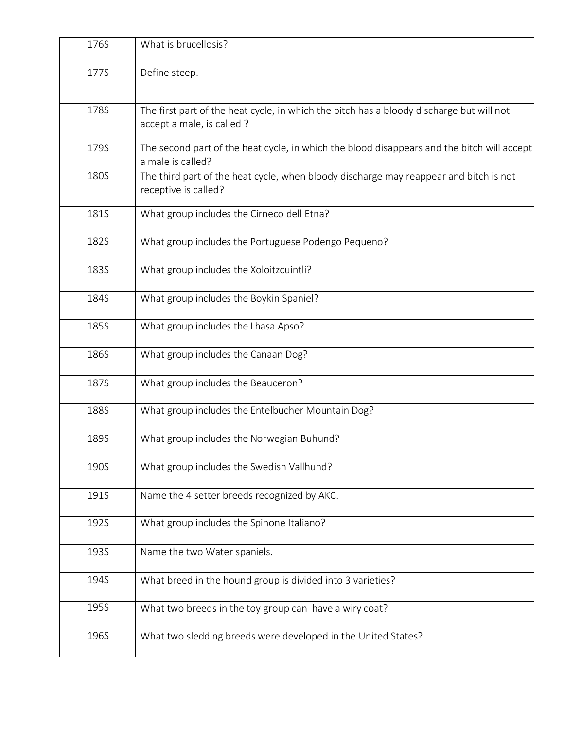| | |
|---|---|
| 176S | What is brucellosis? |
| 177S | Define steep. |
| 178S | The first part of the heat cycle, in which the bitch has a bloody discharge but will not accept a male, is called ? |
| 179S | The second part of the heat cycle, in which the blood disappears and the bitch will accept a male is called? |
| 180S | The third part of the heat cycle, when bloody discharge may reappear and bitch is not receptive is called? |
| 181S | What group includes the Cirneco dell Etna? |
| 182S | What group includes the Portuguese Podengo Pequeno? |
| 183S | What group includes the Xoloitzcuintli? |
| 184S | What group includes the Boykin Spaniel? |
| 185S | What group includes the Lhasa Apso? |
| 186S | What group includes the Canaan Dog? |
| 187S | What group includes the Beauceron? |
| 188S | What group includes the Entelbucher Mountain Dog? |
| 189S | What group includes the Norwegian Buhund? |
| 190S | What group includes the Swedish Vallhund? |
| 191S | Name the 4 setter breeds recognized by AKC. |
| 192S | What group includes the Spinone Italiano? |
| 193S | Name the two Water spaniels. |
| 194S | What breed in the hound group is divided into 3 varieties? |
| 195S | What two breeds in the toy group can have a wiry coat? |
| 196S | What two sledding breeds were developed in the United States? |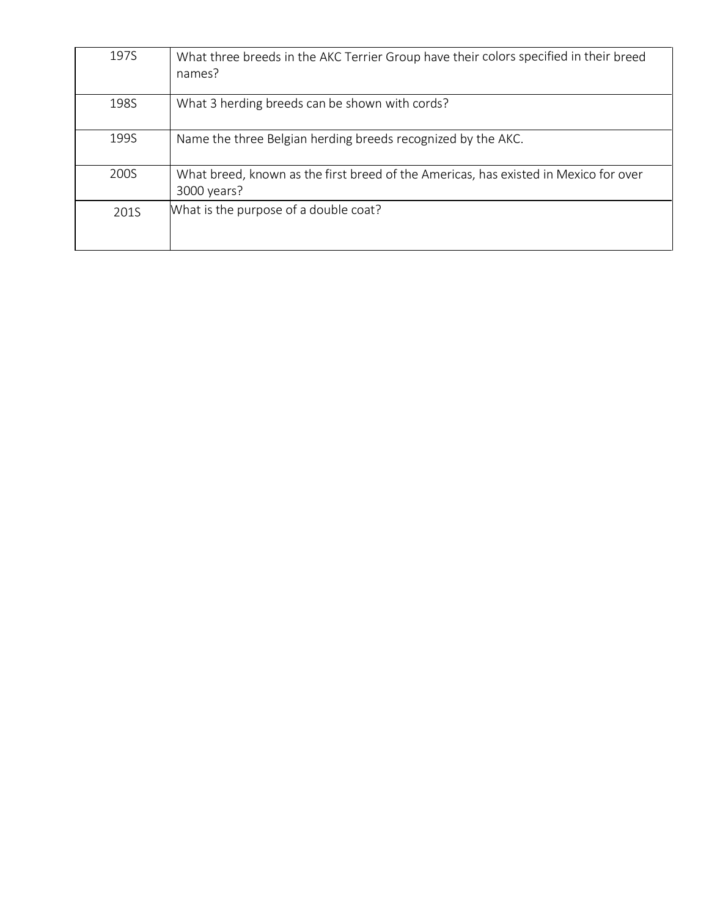| | |
|---|---|
| 197S | What three breeds in the AKC Terrier Group have their colors specified in their breed names? |
| 198S | What 3 herding breeds can be shown with cords? |
| 199S | Name the three Belgian herding breeds recognized by the AKC. |
| 200S | What breed, known as the first breed of the Americas, has existed in Mexico for over 3000 years? |
| 201S | What is the purpose of a double coat? |